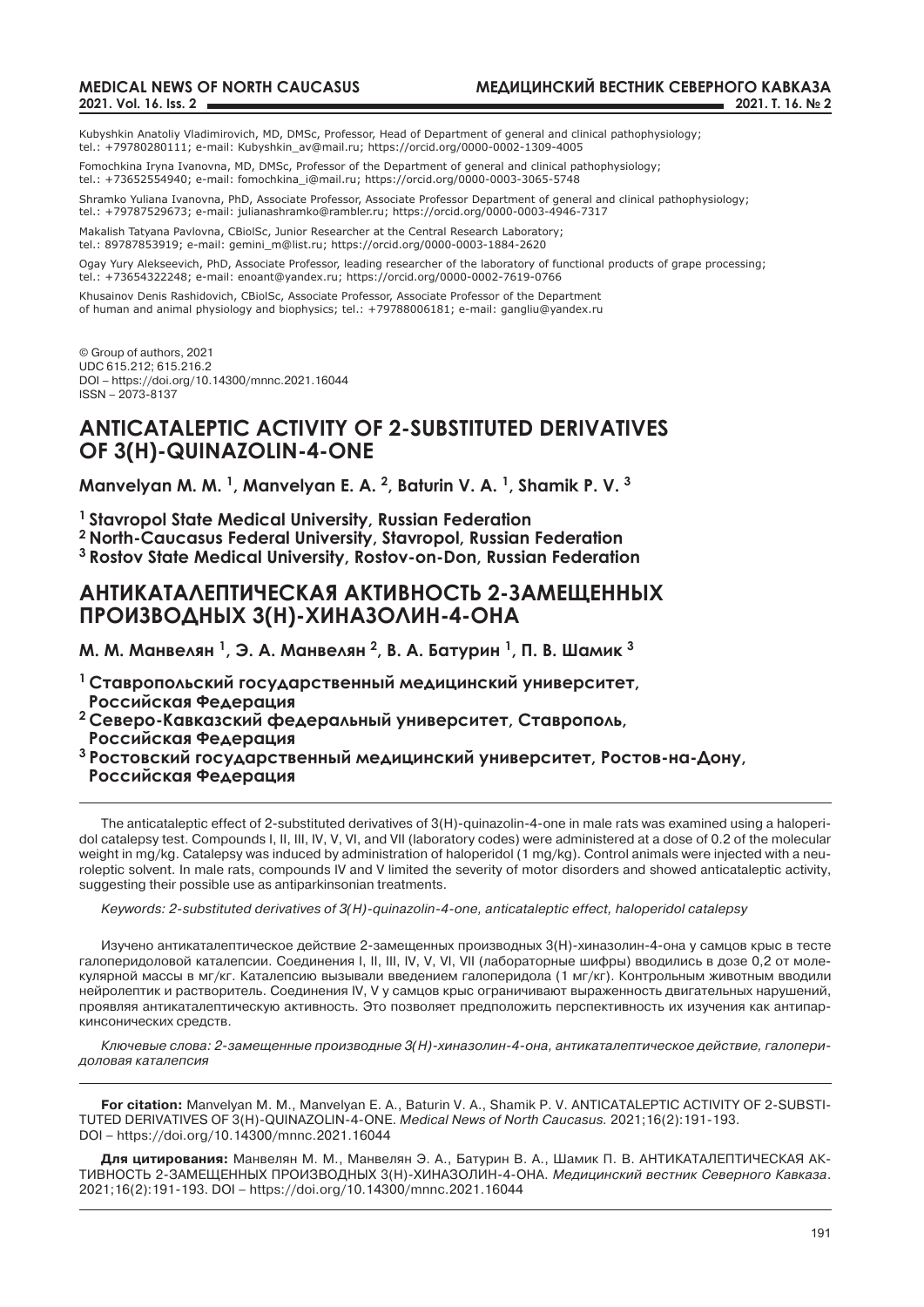Kubyshkin Anatoliy Vladimirovich, MD, DMSc, Professor, Head of Department of general and clinical pathophysiology; tel.: +79780280111; e-mail: Kubyshkin_av@mail.ru; https://orcid.org/0000-0002-1309-4005

Fomochkina Iryna Ivanovna, MD, DMSc, Professor of the Department of general and clinical pathophysiology; tel.: +73652554940; e-mail: fomochkina_i@mail.ru; https://orcid.org/0000-0003-3065-5748

Shramko Yuliana Ivanovna, PhD, Associate Professor, Associate Professor Department of general and clinical pathophysiology; tel.: +79787529673; e-mail: julianashramko@rambler.ru; https://orcid.org/0000-0003-4946-7317

Makalish Tatyana Pavlovna, CBiolSc, Junior Researcher at the Central Research Laboratory; tel.: 89787853919; e-mail: gemini_m@list.ru; https://orcid.org/0000-0003-1884-2620

Ogay Yury Alekseevich, PhD, Associate Professor, leading researcher of the laboratory of functional products of grape processing; tel.: +73654322248; e-mail: enoant@yandex.ru; https://orcid.org/0000-0002-7619-0766

Khusainov Denis Rashidovich, CBiolSc, Associate Professor, Associate Professor of the Department of human and animal physiology and biophysics; tel.: +79788006181; e-mail: gangliu@yandex.ru

© Group of authors, 2021
UDC 615.212; 615.216.2
DOI – https://doi.org/10.14300/mnnc.2021.16044
ISSN – 2073-8137

# ANTICATALEPTIC ACTIVITY OF 2-SUBSTITUTED DERIVATIVES OF 3(H)-QUINAZOLIN-4-ONE

**Manvelyan M. M. [1], Manvelyan E. A. [2], Baturin V. A. [1], Shamik P. V. [3]**

**[1] Stavropol State Medical University, Russian Federation**
**[2] North-Caucasus Federal University, Stavropol, Russian Federation**
**[3] Rostov State Medical University, Rostov-on-Don, Russian Federation**

# АНТИКАТАЛЕПТИЧЕСКАЯ АКТИВНОСТЬ 2-ЗАМЕЩЕННЫХ ПРОИЗВОДНЫХ 3(Н)-ХИНАЗОЛИН-4-ОНА

**М. М. Манвелян [1], Э. А. Манвелян [2], В. А. Батурин [1], П. В. Шамик [3]**

**[1] Ставропольский государственный медицинский университет, Российская Федерация**
**[2] Северо-Кавказский федеральный университет, Ставрополь, Российская Федерация**
**[3] Ростовский государственный медицинский университет, Ростов-на-Дону, Российская Федерация**

---

The anticataleptic effect of 2-substituted derivatives of 3(H)-quinazolin-4-one in male rats was examined using a haloperidol catalepsy test. Compounds I, II, III, IV, V, VI, and VII (laboratory codes) were administered at a dose of 0.2 of the molecular weight in mg/kg. Catalepsy was induced by administration of haloperidol (1 mg/kg). Control animals were injected with a neuroleptic solvent. In male rats, compounds IV and V limited the severity of motor disorders and showed anticataleptic activity, suggesting their possible use as antiparkinsonian treatments.

*Keywords: 2-substituted derivatives of 3(H)-quinazolin-4-one, anticataleptic effect, haloperidol catalepsy*

Изучено антикаталептическое действие 2-замещенных производных 3(Н)-хиназолин-4-она у самцов крыс в тесте галоперидоловой каталепсии. Соединения I, II, III, IV, V, VI, VII (лабораторные шифры) вводились в дозе 0,2 от молекулярной массы в мг/кг. Каталепсию вызывали введением галоперидола (1 мг/кг). Контрольным животным вводили нейролептик и растворитель. Соединения IV, V у самцов крыс ограничивают выраженность двигательных нарушений, проявляя антикаталептическую активность. Это позволяет предположить перспективность их изучения как антипаркинсонических средств.

*Ключевые слова: 2-замещенные производные 3(Н)-хиназолин-4-она, антикаталептическое действие, галоперидоловая каталепсия*

---

**For citation:** Manvelyan M. M., Manvelyan E. A., Baturin V. A., Shamik P. V. ANTICATALEPTIC ACTIVITY OF 2-SUBSTITUTED DERIVATIVES OF 3(H)-QUINAZOLIN-4-ONE. *Medical News of North Caucasus.* 2021;16(2):191-193. DOI – https://doi.org/10.14300/mnnc.2021.16044

**Для цитирования:** Манвелян М. М., Манвелян Э. А., Батурин В. А., Шамик П. В. АНТИКАТАЛЕПТИЧЕСКАЯ АКТИВНОСТЬ 2-ЗАМЕЩЕННЫХ ПРОИЗВОДНЫХ 3(Н)-ХИНАЗОЛИН-4-ОНА. *Медицинский вестник Северного Кавказа*. 2021;16(2):191-193. DOI – https://doi.org/10.14300/mnnc.2021.16044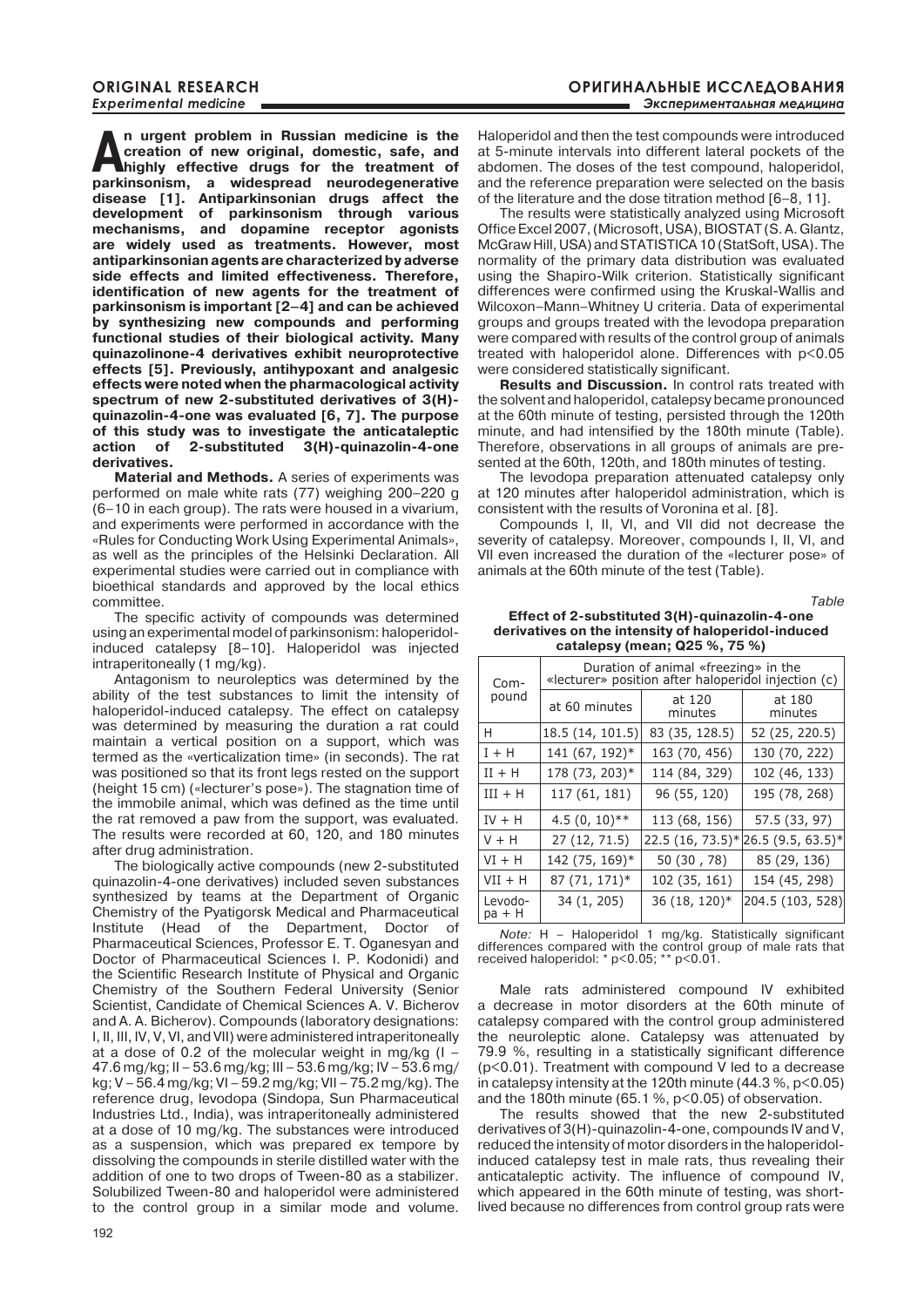**An urgent problem in Russian medicine is the creation of new original, domestic, safe, and highly effective drugs for the treatment of parkinsonism, a widespread neurodegenerative disease [1]. Antiparkinsonian drugs affect the development of parkinsonism through various mechanisms, and dopamine receptor agonists are widely used as treatments. However, most antiparkinsonian agents are characterized by adverse side effects and limited effectiveness. Therefore, identification of new agents for the treatment of parkinsonism is important [2–4] and can be achieved by synthesizing new compounds and performing functional studies of their biological activity. Many quinazolinone-4 derivatives exhibit neuroprotective effects [5]. Previously, antihypoxant and analgesic effects were noted when the pharmacological activity spectrum of new 2-substituted derivatives of 3(H)-quinazolin-4-one was evaluated [6, 7]. The purpose of this study was to investigate the anticataleptic action of 2-substituted 3(H)-quinazolin-4-one derivatives.**

**Material and Methods.** A series of experiments was performed on male white rats (77) weighing 200–220 g (6–10 in each group). The rats were housed in a vivarium, and experiments were performed in accordance with the «Rules for Conducting Work Using Experimental Animals», as well as the principles of the Helsinki Declaration. All experimental studies were carried out in compliance with bioethical standards and approved by the local ethics committee.

The specific activity of compounds was determined using an experimental model of parkinsonism: haloperidol-induced catalepsy [8–10]. Haloperidol was injected intraperitoneally (1 mg/kg).

Antagonism to neuroleptics was determined by the ability of the test substances to limit the intensity of haloperidol-induced catalepsy. The effect on catalepsy was determined by measuring the duration a rat could maintain a vertical position on a support, which was termed as the «verticalization time» (in seconds). The rat was positioned so that its front legs rested on the support (height 15 cm) («lecturer's pose»). The stagnation time of the immobile animal, which was defined as the time until the rat removed a paw from the support, was evaluated. The results were recorded at 60, 120, and 180 minutes after drug administration.

The biologically active compounds (new 2-substituted quinazolin-4-one derivatives) included seven substances synthesized by teams at the Department of Organic Chemistry of the Pyatigorsk Medical and Pharmaceutical Institute (Head of the Department, Doctor of Pharmaceutical Sciences, Professor E. T. Oganesyan and Doctor of Pharmaceutical Sciences I. P. Kodonidi) and the Scientific Research Institute of Physical and Organic Chemistry of the Southern Federal University (Senior Scientist, Candidate of Chemical Sciences A. V. Bicherov and A. A. Bicherov). Compounds (laboratory designations: I, II, III, IV, V, VI, and VII) were administered intraperitoneally at a dose of 0.2 of the molecular weight in mg/kg (I – 47.6 mg/kg; II – 53.6 mg/kg; III – 53.6 mg/kg; IV – 53.6 mg/kg; V – 56.4 mg/kg; VI – 59.2 mg/kg; VII – 75.2 mg/kg). The reference drug, levodopa (Sindopa, Sun Pharmaceutical Industries Ltd., India), was intraperitoneally administered at a dose of 10 mg/kg. The substances were introduced as a suspension, which was prepared ex tempore by dissolving the compounds in sterile distilled water with the addition of one to two drops of Tween-80 as a stabilizer. Solubilized Tween-80 and haloperidol were administered to the control group in a similar mode and volume. Haloperidol and then the test compounds were introduced at 5-minute intervals into different lateral pockets of the abdomen. The doses of the test compound, haloperidol, and the reference preparation were selected on the basis of the literature and the dose titration method [6–8, 11].

The results were statistically analyzed using Microsoft Office Excel 2007, (Microsoft, USA), BIOSTAT (S. A. Glantz, McGraw Hill, USA) and STATISTICA 10 (StatSoft, USA). The normality of the primary data distribution was evaluated using the Shapiro-Wilk criterion. Statistically significant differences were confirmed using the Kruskal-Wallis and Wilcoxon–Mann–Whitney U criteria. Data of experimental groups and groups treated with the levodopa preparation were compared with results of the control group of animals treated with haloperidol alone. Differences with $p<0.05$ were considered statistically significant.

**Results and Discussion.** In control rats treated with the solvent and haloperidol, catalepsy became pronounced at the 60th minute of testing, persisted through the 120th minute, and had intensified by the 180th minute (Table). Therefore, observations in all groups of animals are presented at the 60th, 120th, and 180th minutes of testing.

The levodopa preparation attenuated catalepsy only at 120 minutes after haloperidol administration, which is consistent with the results of Voronina et al. [8].

Compounds I, II, VI, and VII did not decrease the severity of catalepsy. Moreover, compounds I, II, VI, and VII even increased the duration of the «lecturer pose» of animals at the 60th minute of the test (Table).

*Table*

**Effect of 2-substituted 3(H)-quinazolin-4-one derivatives on the intensity of haloperidol-induced catalepsy (mean; Q25 %, 75 %)**

| Compound | Duration of animal «freezing» in the «lecturer» position after haloperidol injection (c) | | |
|---|---|---|---|
| | at 60 minutes | at 120 minutes | at 180 minutes |
| H | 18.5 (14, 101.5) | 83 (35, 128.5) | 52 (25, 220.5) |
| I + H | 141 (67, 192)* | 163 (70, 456) | 130 (70, 222) |
| II + H | 178 (73, 203)* | 114 (84, 329) | 102 (46, 133) |
| III + H | 117 (61, 181) | 96 (55, 120) | 195 (78, 268) |
| IV + H | 4.5 (0, 10)** | 113 (68, 156) | 57.5 (33, 97) |
| V + H | 27 (12, 71.5) | 22.5 (16, 73.5)* | 26.5 (9.5, 63.5)* |
| VI + H | 142 (75, 169)* | 50 (30 , 78) | 85 (29, 136) |
| VII + H | 87 (71, 171)* | 102 (35, 161) | 154 (45, 298) |
| Levodopa + H | 34 (1, 205) | 36 (18, 120)* | 204.5 (103, 528) |

*Note:* H – Haloperidol 1 mg/kg. Statistically significant differences compared with the control group of male rats that received haloperidol: * $p<0.05$; ** $p<0.01$.

Male rats administered compound IV exhibited a decrease in motor disorders at the 60th minute of catalepsy compared with the control group administered the neuroleptic alone. Catalepsy was attenuated by 79.9 %, resulting in a statistically significant difference ($p<0.01$). Treatment with compound V led to a decrease in catalepsy intensity at the 120th minute (44.3 %, $p<0.05$) and the 180th minute (65.1 %, $p<0.05$) of observation.

The results showed that the new 2-substituted derivatives of 3(H)-quinazolin-4-one, compounds IV and V, reduced the intensity of motor disorders in the haloperidol-induced catalepsy test in male rats, thus revealing their anticataleptic activity. The influence of compound IV, which appeared in the 60th minute of testing, was short-lived because no differences from control group rats were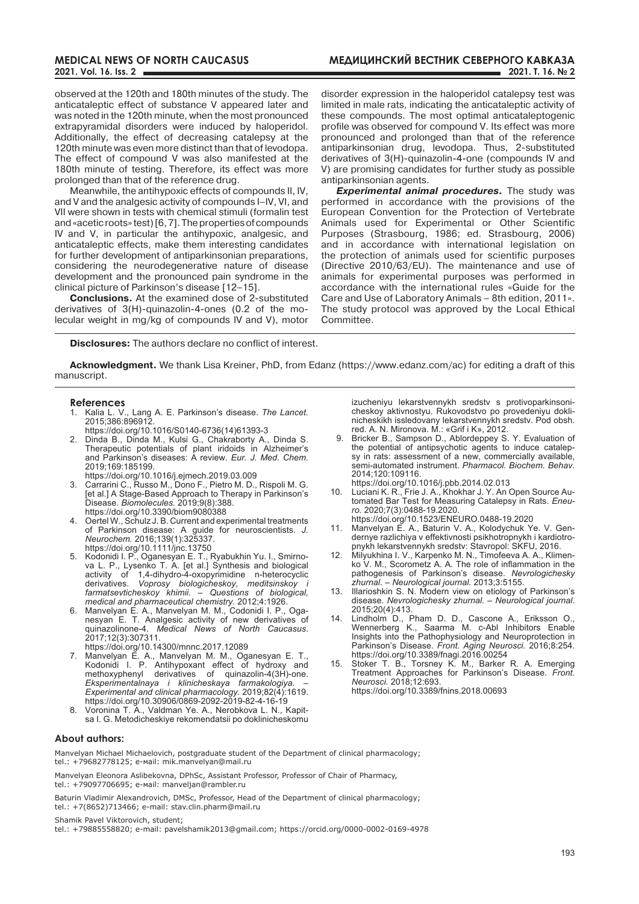observed at the 120th and 180th minutes of the study. The anticataleptic effect of substance V appeared later and was noted in the 120th minute, when the most pronounced extrapyramidal disorders were induced by haloperidol. Additionally, the effect of decreasing catalepsy at the 120th minute was even more distinct than that of levodopa. The effect of compound V was also manifested at the 180th minute of testing. Therefore, its effect was more prolonged than that of the reference drug.

Meanwhile, the antihypoxic effects of compounds II, IV, and V and the analgesic activity of compounds I–IV, VI, and VII were shown in tests with chemical stimuli (formalin test and «acetic roots» test) [6, 7]. The properties of compounds IV and V, in particular the antihypoxic, analgesic, and anticataleptic effects, make them interesting candidates for further development of antiparkinsonian preparations, considering the neurodegenerative nature of disease development and the pronounced pain syndrome in the clinical picture of Parkinson's disease [12–15].

**Conclusions.** At the examined dose of 2-substituted derivatives of 3(H)-quinazolin-4-ones (0.2 of the molecular weight in mg/kg of compounds IV and V), motor disorder expression in the haloperidol catalepsy test was limited in male rats, indicating the anticataleptic activity of these compounds. The most optimal anticataleptogenic profile was observed for compound V. Its effect was more pronounced and prolonged than that of the reference antiparkinsonian drug, levodopa. Thus, 2-substituted derivatives of 3(H)-quinazolin-4-one (compounds IV and V) are promising candidates for further study as possible antiparkinsonian agents.

***Experimental animal procedures.*** The study was performed in accordance with the provisions of the European Convention for the Protection of Vertebrate Animals used for Experimental or Other Scientific Purposes (Strasbourg, 1986; ed. Strasbourg, 2006) and in accordance with international legislation on the protection of animals used for scientific purposes (Directive 2010/63/EU). The maintenance and use of animals for experimental purposes was performed in accordance with the international rules «Guide for the Care and Use of Laboratory Animals – 8th edition, 2011». The study protocol was approved by the Local Ethical Committee.

**Disclosures:** The authors declare no conflict of interest.

**Acknowledgment.** We thank Lisa Kreiner, PhD, from Edanz (https://www.edanz.com/ac) for editing a draft of this manuscript.

## References

1. Kalia L. V., Lang A. E. Parkinson's disease. *The Lancet.* 2015;386:896912. https://doi.org/10.1016/S0140-6736(14)61393-3
2. Dinda B., Dinda M., Kulsi G., Chakraborty A., Dinda S. Therapeutic potentials of plant iridoids in Alzheimer's and Parkinson's diseases: A review. *Eur. J. Med. Chem.* 2019;169:185199. https://doi.org/10.1016/j.ejmech.2019.03.009
3. Carrarini C., Russo M., Dono F., Pietro M. D., Rispoli M. G. [et al.] A Stage-Based Approach to Therapy in Parkinson's Disease. *Biomolecules.* 2019;9(8):388. https://doi.org/10.3390/biom9080388
4. Oertel W., Schulz J. B. Current and experimental treatments of Parkinson disease: A guide for neuroscientists. *J. Neurochem.* 2016;139(1):325337. https://doi.org/10.1111/jnc.13750
5. Kodonidi I. P., Oganesyan E. T., Ryabukhin Yu. I., Smirnova L. P., Lysenko T. A. [et al.] Synthesis and biological activity of 1,4-dihydro-4-oxopyrimidine n-heterocyclic derivatives. *Voprosy biologicheskoy, meditsinskoy i farmatsevticheskoy khimii. – Questions of biological, medical and pharmaceutical chemistry.* 2012;4:1926.
6. Manvelyan E. A., Manvelyan M. M., Codonidi I. P., Oganesyan E. T. Analgesic activity of new derivatives of quinazolinone-4. *Medical News of North Caucasus.* 2017;12(3):307311. https://doi.org/10.14300/mnnc.2017.12089
7. Manvelyan E. A., Manvelyan M. M., Oganesyan E. T., Kodonidi I. P. Antihypoxant effect of hydroxy and methoxyphenyl derivatives of quinazolin-4(3H)-one. *Eksperimentalnaya i klinicheskaya farmakologiya. – Experimental and clinical pharmacology.* 2019;82(4):1619. https://doi.org/10.30906/0869-2092-2019-82-4-16-19
8. Voronina T. A., Valdman Ye. A., Nerobkova L. N., Kapitsa I. G. Metodicheskiye rekomendatsii po doklinicheskomu izucheniyu lekarstvennykh sredstv s protivoparkinsonicheskoy aktivnostyu. Rukovodstvo po provedeniyu doklinicheskikh issledovany lekarstvennykh sredstv. Pod obsh. red. A. N. Mironova. M.: «Grif i K», 2012.
9. Bricker B., Sampson D., Ablordeppey S. Y. Evaluation of the potential of antipsychotic agents to induce catalepsy in rats: assessment of a new, commercially available, semi-automated instrument. *Pharmacol. Biochem. Behav.* 2014;120:109116. https://doi.org/10.1016/j.pbb.2014.02.013
10. Luciani K. R., Frie J. A., Khokhar J. Y. An Open Source Automated Bar Test for Measuring Catalepsy in Rats. *Eneuro.* 2020;7(3):0488-19.2020. https://doi.org/10.1523/ENEURO.0488-19.2020
11. Manvelyan E. A., Baturin V. A., Kolodychuk Ye. V. Gendernye razlichiya v effektivnosti psikhotropnykh i kardiotropnykh lekarstvennykh sredstv: Stavropol: SKFU, 2016.
12. Milyukhina I. V., Karpenko M. N., Timofeeva A. A., Klimenko V. M., Scorometz A. A. The role of inflammation in the pathogenesis of Parkinson's disease. *Nevrologichesky zhurnal. – Neurological journal.* 2013;3:5155.
13. Illarioshkin S. N. Modern view on etiology of Parkinson's disease. *Nevrologichesky zhurnal. – Neurological journal.* 2015;20(4):413.
14. Lindholm D., Pham D. D., Cascone A., Eriksson O., Wennerberg K., Saarma M. c-Abl Inhibitors Enable Insights into the Pathophysiology and Neuroprotection in Parkinson's Disease. *Front. Aging Neurosci.* 2016;8:254. https://doi.org/10.3389/fnagi.2016.00254
15. Stoker T. B., Torsney K. M., Barker R. A. Emerging Treatment Approaches for Parkinson's Disease. *Front. Neurosci.* 2018;12:693. https://doi.org/10.3389/fnins.2018.00693

## About authors:

Manvelyan Michael Michaelovich, postgraduate student of the Department of clinical pharmacology; tel.: +79682778125; e-mail: mik.manvelyan@mail.ru

Manvelyan Eleonora Aslibekovna, DPhSc, Assistant Professor, Professor of Chair of Pharmacy, tel.: +79097706695; e-mail: manveljan@rambler.ru

Baturin Vladimir Alexandrovich, DMSc, Professor, Head of the Department of clinical pharmacology; tel.: +7(8652)713466; e-mail: stav.clin.pharm@mail.ru

Shamik Pavel Viktorovich, student; tel.: +79885558820; e-mail: pavelshamik2013@gmail.com; https://orcid.org/0000-0002-0169-4978